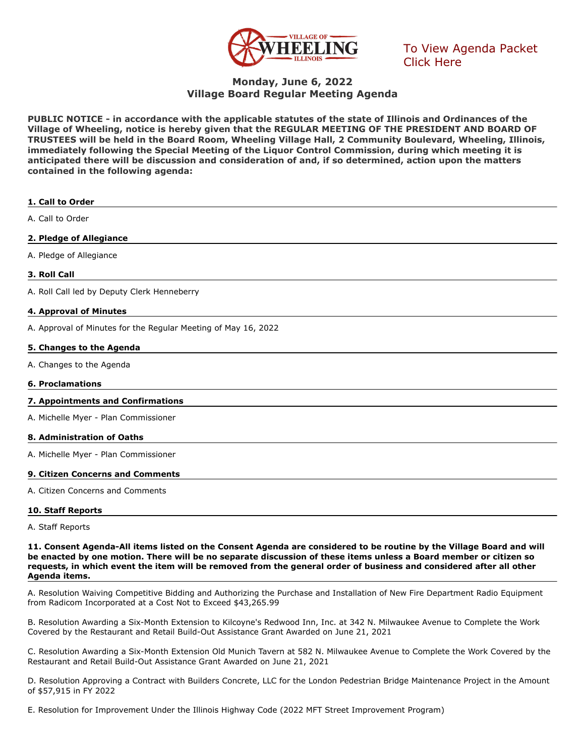To View Agenda Packet
Click Here

# Monday, June 6, 2022
# Village Board Regular Meeting Agenda

**PUBLIC NOTICE - in accordance with the applicable statutes of the state of Illinois and Ordinances of the Village of Wheeling, notice is hereby given that the REGULAR MEETING OF THE PRESIDENT AND BOARD OF TRUSTEES will be held in the Board Room, Wheeling Village Hall, 2 Community Boulevard, Wheeling, Illinois, immediately following the Special Meeting of the Liquor Control Commission, during which meeting it is anticipated there will be discussion and consideration of and, if so determined, action upon the matters contained in the following agenda:**

**1. Call to Order**

A. Call to Order

**2. Pledge of Allegiance**

A. Pledge of Allegiance

**3. Roll Call**

A. Roll Call led by Deputy Clerk Henneberry

**4. Approval of Minutes**

A. Approval of Minutes for the Regular Meeting of May 16, 2022

**5. Changes to the Agenda**

A. Changes to the Agenda

**6. Proclamations**

**7. Appointments and Confirmations**

A. Michelle Myer - Plan Commissioner

**8. Administration of Oaths**

A. Michelle Myer - Plan Commissioner

**9. Citizen Concerns and Comments**

A. Citizen Concerns and Comments

**10. Staff Reports**

A. Staff Reports

**11. Consent Agenda-All items listed on the Consent Agenda are considered to be routine by the Village Board and will be enacted by one motion. There will be no separate discussion of these items unless a Board member or citizen so requests, in which event the item will be removed from the general order of business and considered after all other Agenda items.**

A. Resolution Waiving Competitive Bidding and Authorizing the Purchase and Installation of New Fire Department Radio Equipment from Radicom Incorporated at a Cost Not to Exceed $43,265.99

B. Resolution Awarding a Six-Month Extension to Kilcoyne's Redwood Inn, Inc. at 342 N. Milwaukee Avenue to Complete the Work Covered by the Restaurant and Retail Build-Out Assistance Grant Awarded on June 21, 2021

C. Resolution Awarding a Six-Month Extension Old Munich Tavern at 582 N. Milwaukee Avenue to Complete the Work Covered by the Restaurant and Retail Build-Out Assistance Grant Awarded on June 21, 2021

D. Resolution Approving a Contract with Builders Concrete, LLC for the London Pedestrian Bridge Maintenance Project in the Amount of $57,915 in FY 2022

E. Resolution for Improvement Under the Illinois Highway Code (2022 MFT Street Improvement Program)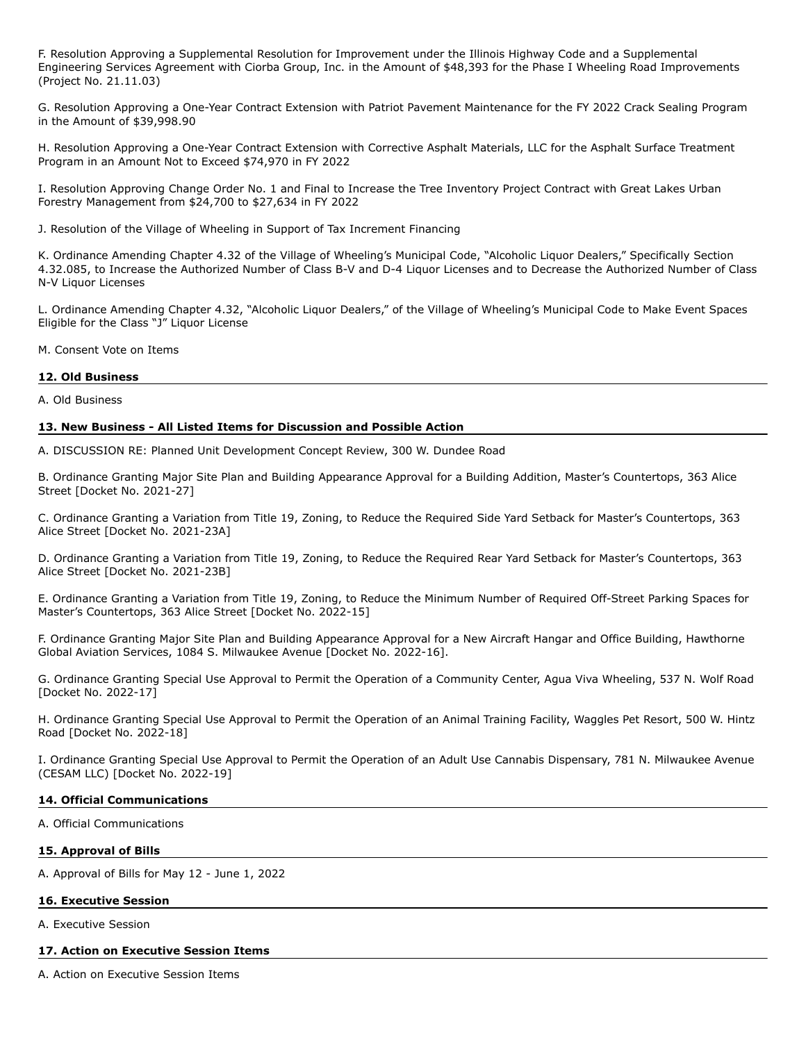F. Resolution Approving a Supplemental Resolution for Improvement under the Illinois Highway Code and a Supplemental Engineering Services Agreement with Ciorba Group, Inc. in the Amount of $48,393 for the Phase I Wheeling Road Improvements (Project No. 21.11.03)

G. Resolution Approving a One-Year Contract Extension with Patriot Pavement Maintenance for the FY 2022 Crack Sealing Program in the Amount of $39,998.90

H. Resolution Approving a One-Year Contract Extension with Corrective Asphalt Materials, LLC for the Asphalt Surface Treatment Program in an Amount Not to Exceed $74,970 in FY 2022

I. Resolution Approving Change Order No. 1 and Final to Increase the Tree Inventory Project Contract with Great Lakes Urban Forestry Management from $24,700 to $27,634 in FY 2022

J. Resolution of the Village of Wheeling in Support of Tax Increment Financing

K. Ordinance Amending Chapter 4.32 of the Village of Wheeling's Municipal Code, "Alcoholic Liquor Dealers," Specifically Section 4.32.085, to Increase the Authorized Number of Class B-V and D-4 Liquor Licenses and to Decrease the Authorized Number of Class N-V Liquor Licenses

L. Ordinance Amending Chapter 4.32, "Alcoholic Liquor Dealers," of the Village of Wheeling's Municipal Code to Make Event Spaces Eligible for the Class "J" Liquor License

M. Consent Vote on Items

**12. Old Business**

A. Old Business

**13. New Business - All Listed Items for Discussion and Possible Action**

A. DISCUSSION RE: Planned Unit Development Concept Review, 300 W. Dundee Road

B. Ordinance Granting Major Site Plan and Building Appearance Approval for a Building Addition, Master's Countertops, 363 Alice Street [Docket No. 2021-27]

C. Ordinance Granting a Variation from Title 19, Zoning, to Reduce the Required Side Yard Setback for Master's Countertops, 363 Alice Street [Docket No. 2021-23A]

D. Ordinance Granting a Variation from Title 19, Zoning, to Reduce the Required Rear Yard Setback for Master's Countertops, 363 Alice Street [Docket No. 2021-23B]

E. Ordinance Granting a Variation from Title 19, Zoning, to Reduce the Minimum Number of Required Off-Street Parking Spaces for Master's Countertops, 363 Alice Street [Docket No. 2022-15]

F. Ordinance Granting Major Site Plan and Building Appearance Approval for a New Aircraft Hangar and Office Building, Hawthorne Global Aviation Services, 1084 S. Milwaukee Avenue [Docket No. 2022-16].

G. Ordinance Granting Special Use Approval to Permit the Operation of a Community Center, Agua Viva Wheeling, 537 N. Wolf Road [Docket No. 2022-17]

H. Ordinance Granting Special Use Approval to Permit the Operation of an Animal Training Facility, Waggles Pet Resort, 500 W. Hintz Road [Docket No. 2022-18]

I. Ordinance Granting Special Use Approval to Permit the Operation of an Adult Use Cannabis Dispensary, 781 N. Milwaukee Avenue (CESAM LLC) [Docket No. 2022-19]

**14. Official Communications**

A. Official Communications

**15. Approval of Bills**

A. Approval of Bills for May 12 - June 1, 2022

**16. Executive Session**

A. Executive Session

**17. Action on Executive Session Items**

A. Action on Executive Session Items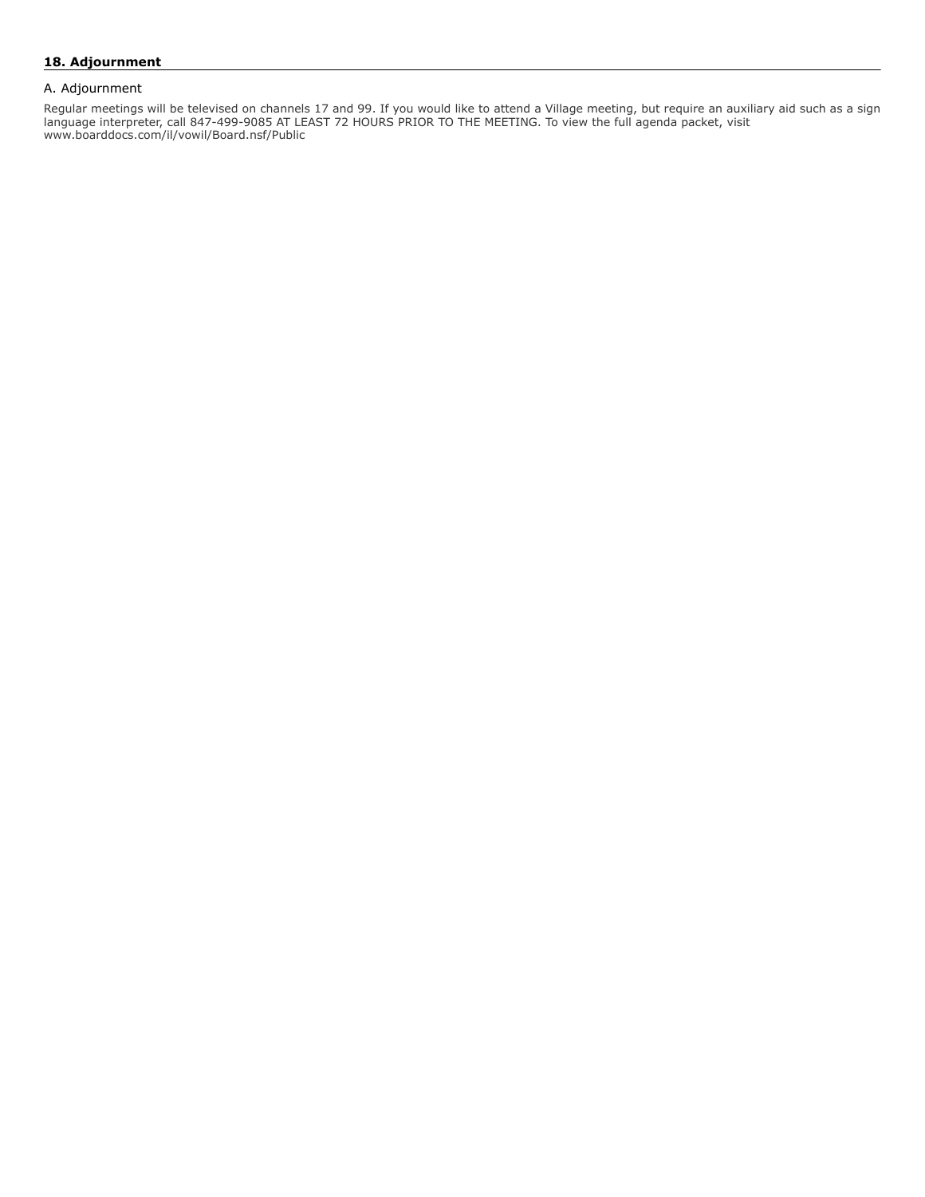## **18. Adjournment**

A. Adjournment

Regular meetings will be televised on channels 17 and 99. If you would like to attend a Village meeting, but require an auxiliary aid such as a sign language interpreter, call 847-499-9085 AT LEAST 72 HOURS PRIOR TO THE MEETING. To view the full agenda packet, visit www.boarddocs.com/il/vowil/Board.nsf/Public